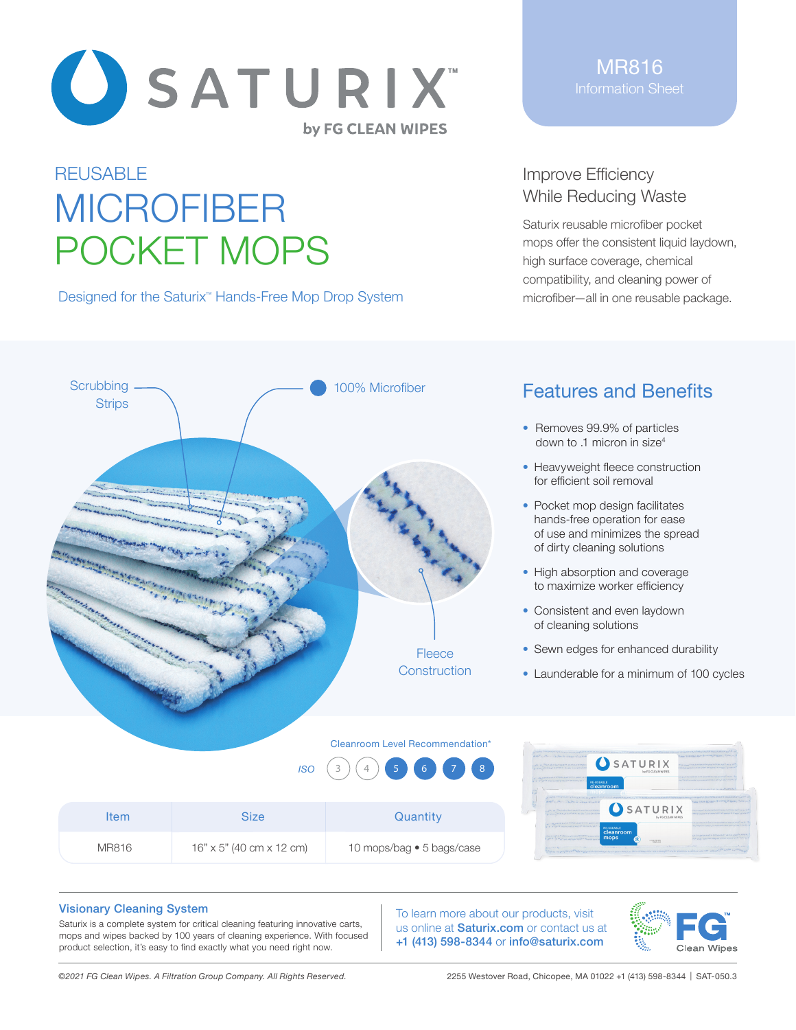# SATURIX™ by FG CLEAN WIPES

**MR816**
Information Sheet

## REUSABLE MICROFIBER POCKET MOPS

Designed for the Saturix™ Hands-Free Mop Drop System

### Improve Efficiency While Reducing Waste

Saturix reusable microfiber pocket mops offer the consistent liquid laydown, high surface coverage, chemical compatibility, and cleaning power of microfiber—all in one reusable package.

Scrubbing Strips

100% Microfiber

Fleece Construction

### Features and Benefits

- Removes 99.9% of particles down to .1 micron in size[4]
- Heavyweight fleece construction for efficient soil removal
- Pocket mop design facilitates hands-free operation for ease of use and minimizes the spread of dirty cleaning solutions
- High absorption and coverage to maximize worker efficiency
- Consistent and even laydown of cleaning solutions
- Sewn edges for enhanced durability
- Launderable for a minimum of 100 cycles

Cleanroom Level Recommendation*

ISO 3 4 **5 6 7 8**

| Item | Size | Quantity |
| --- | --- | --- |
| MR816 | 16" x 5" (40 cm x 12 cm) | 10 mops/bag • 5 bags/case |

### Visionary Cleaning System

Saturix is a complete system for critical cleaning featuring innovative carts, mops and wipes backed by 100 years of cleaning experience. With focused product selection, it's easy to find exactly what you need right now.

To learn more about our products, visit us online at **Saturix.com** or contact us at **+1 (413) 598-8344** or **info@saturix.com**

FG™ Clean Wipes

*©2021 FG Clean Wipes. A Filtration Group Company. All Rights Reserved.*

2255 Westover Road, Chicopee, MA 01022 +1 (413) 598-8344 | SAT-050.3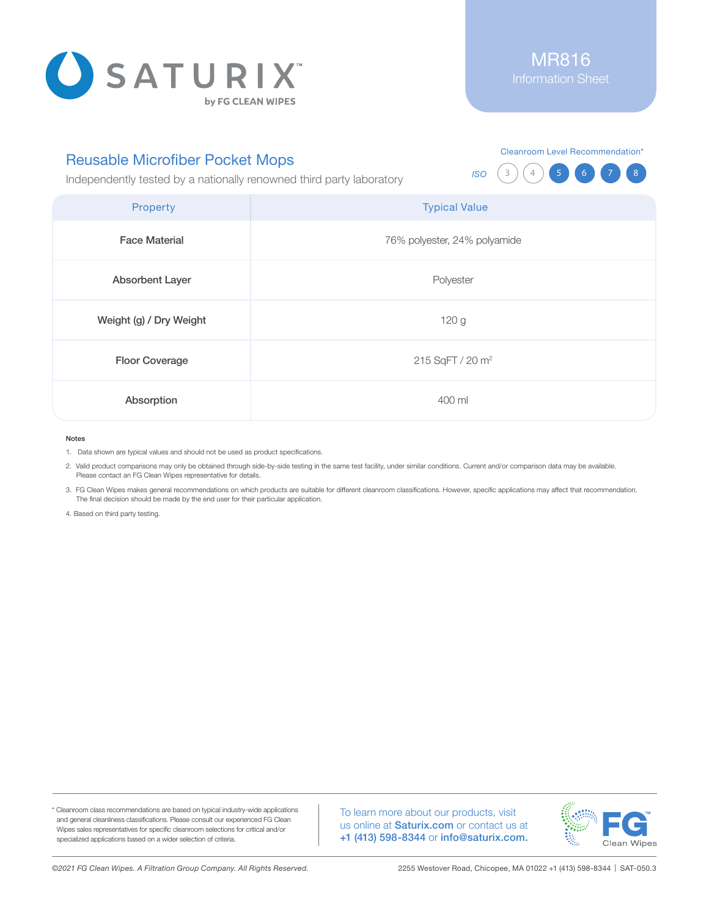# SATURIX

by FG CLEAN WIPES

**MR816**
Information Sheet

## Reusable Microfiber Pocket Mops

Independently tested by a nationally renowned third party laboratory

Cleanroom Level Recommendation*

ISO 3 4 **5** **6** **7** **8**

| Property | Typical Value |
| --- | --- |
| **Face Material** | 76% polyester, 24% polyamide |
| **Absorbent Layer** | Polyester |
| **Weight (g) / Dry Weight** | 120 g |
| **Floor Coverage** | 215 SqFT / 20 $m^2$ |
| **Absorption** | 400 ml |

**Notes**

1. Data shown are typical values and should not be used as product specifications.
2. Valid product comparisons may only be obtained through side-by-side testing in the same test facility, under similar conditions. Current and/or comparison data may be available. Please contact an FG Clean Wipes representative for details.
3. FG Clean Wipes makes general recommendations on which products are suitable for different cleanroom classifications. However, specific applications may affect that recommendation. The final decision should be made by the end user for their particular application.
4. Based on third party testing.

* Cleanroom class recommendations are based on typical industry-wide applications and general cleanliness classifications. Please consult our experienced FG Clean Wipes sales representatives for specific cleanroom selections for critical and/or specialized applications based on a wider selection of criteria.

To learn more about our products, visit us online at **Saturix.com** or contact us at **+1 (413) 598-8344** or **info@saturix.com.**

FG Clean Wipes

*©2021 FG Clean Wipes. A Filtration Group Company. All Rights Reserved.*

2255 Westover Road, Chicopee, MA 01022 +1 (413) 598-8344 | SAT-050.3